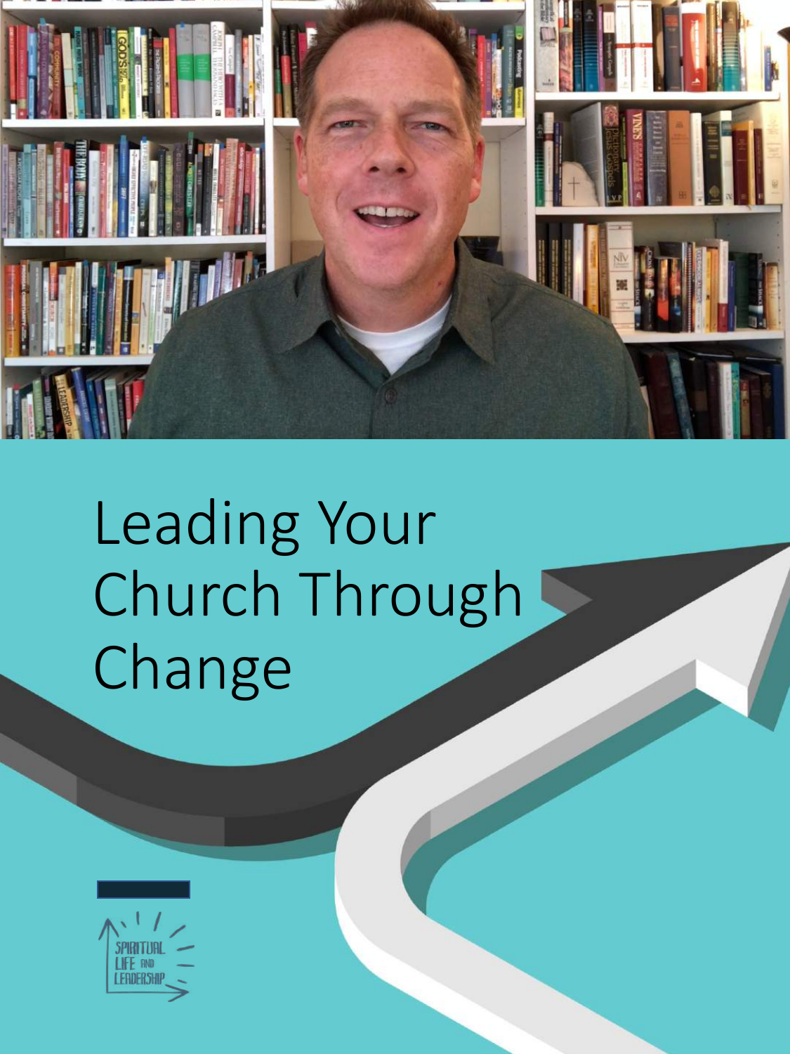# Leading Your Church Through Change

SPIRITUAL LIFE AND LEADERSHIP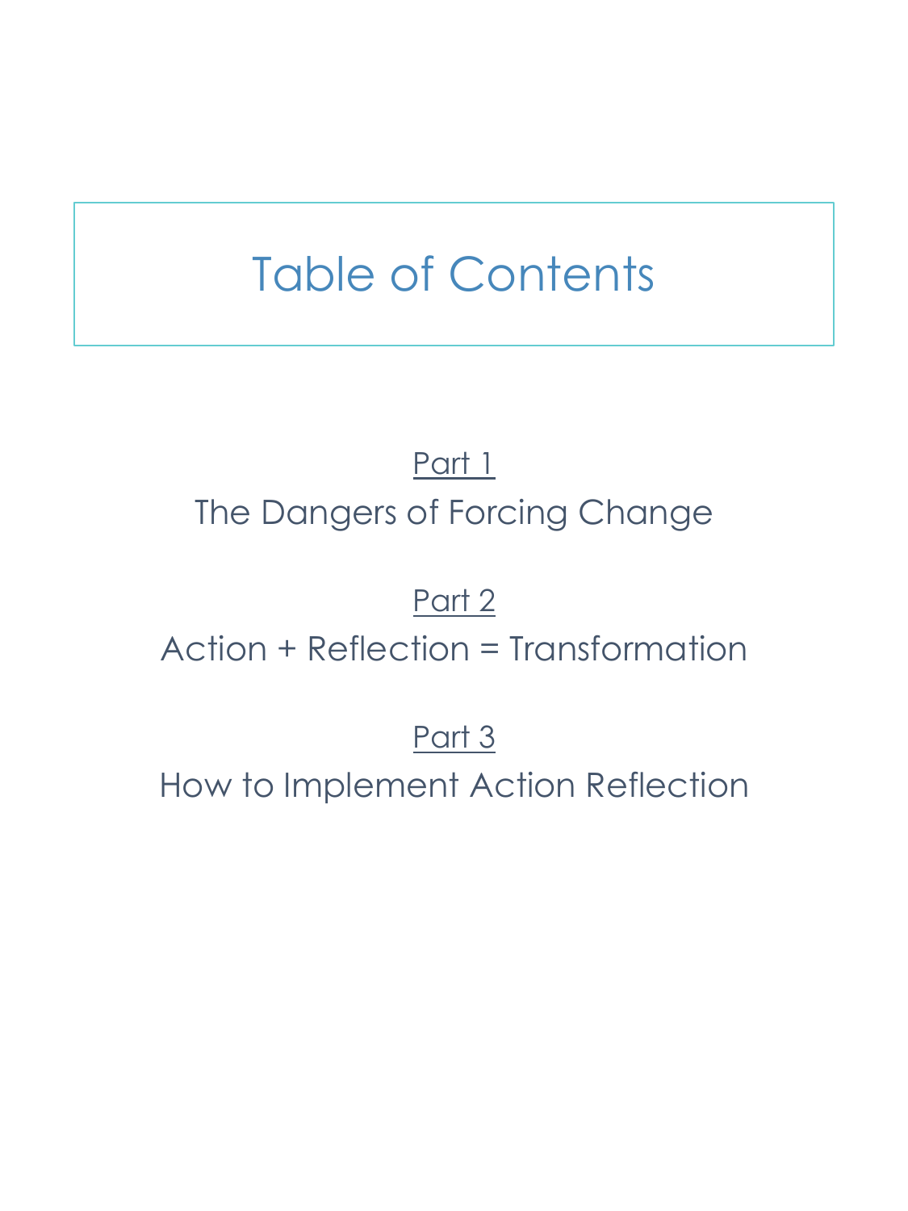# Table of Contents

Part 1

The Dangers of Forcing Change

Part 2

Action + Reflection = Transformation

Part 3

How to Implement Action Reflection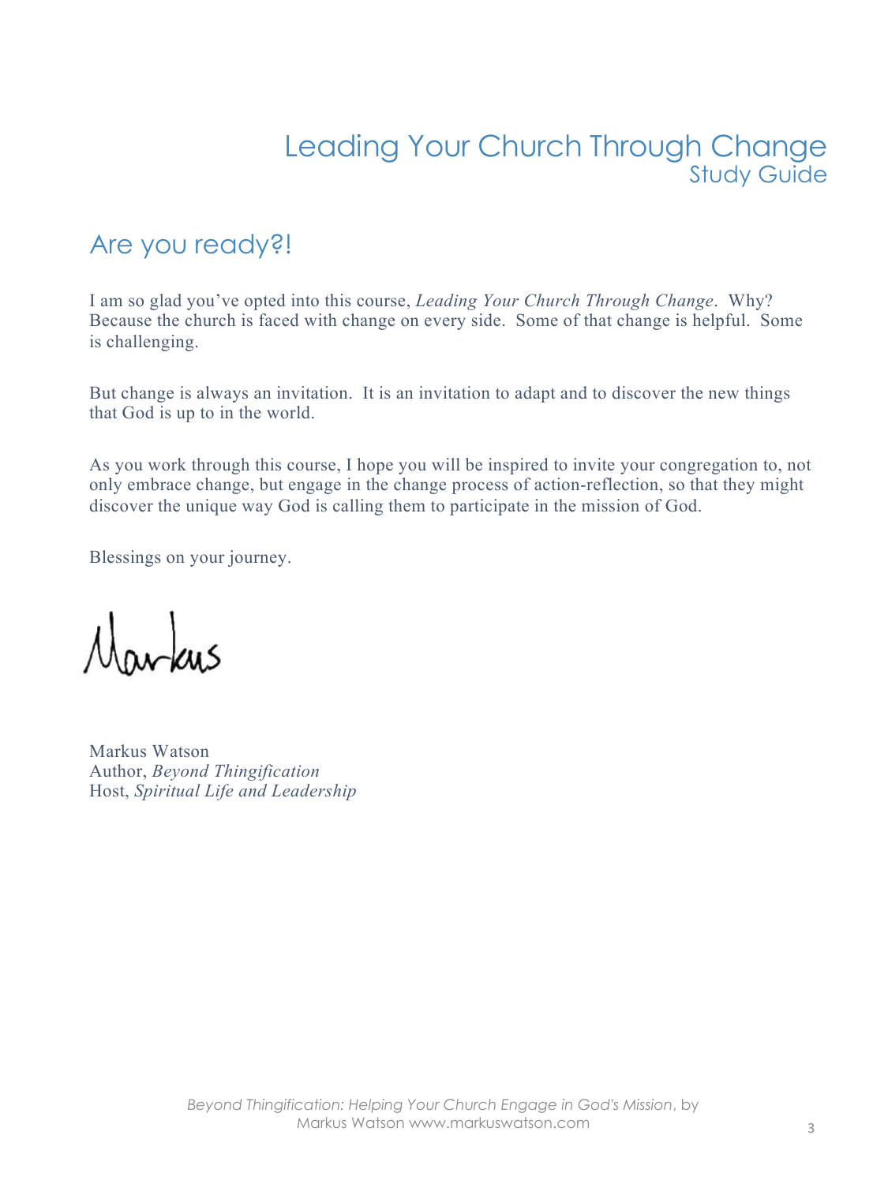# Leading Your Church Through Change
## Study Guide

## Are you ready?!

I am so glad you've opted into this course, *Leading Your Church Through Change*. Why? Because the church is faced with change on every side. Some of that change is helpful. Some is challenging.

But change is always an invitation. It is an invitation to adapt and to discover the new things that God is up to in the world.

As you work through this course, I hope you will be inspired to invite your congregation to, not only embrace change, but engage in the change process of action-reflection, so that they might discover the unique way God is calling them to participate in the mission of God.

Blessings on your journey.

Markus

Markus Watson
Author, *Beyond Thingification*
Host, *Spiritual Life and Leadership*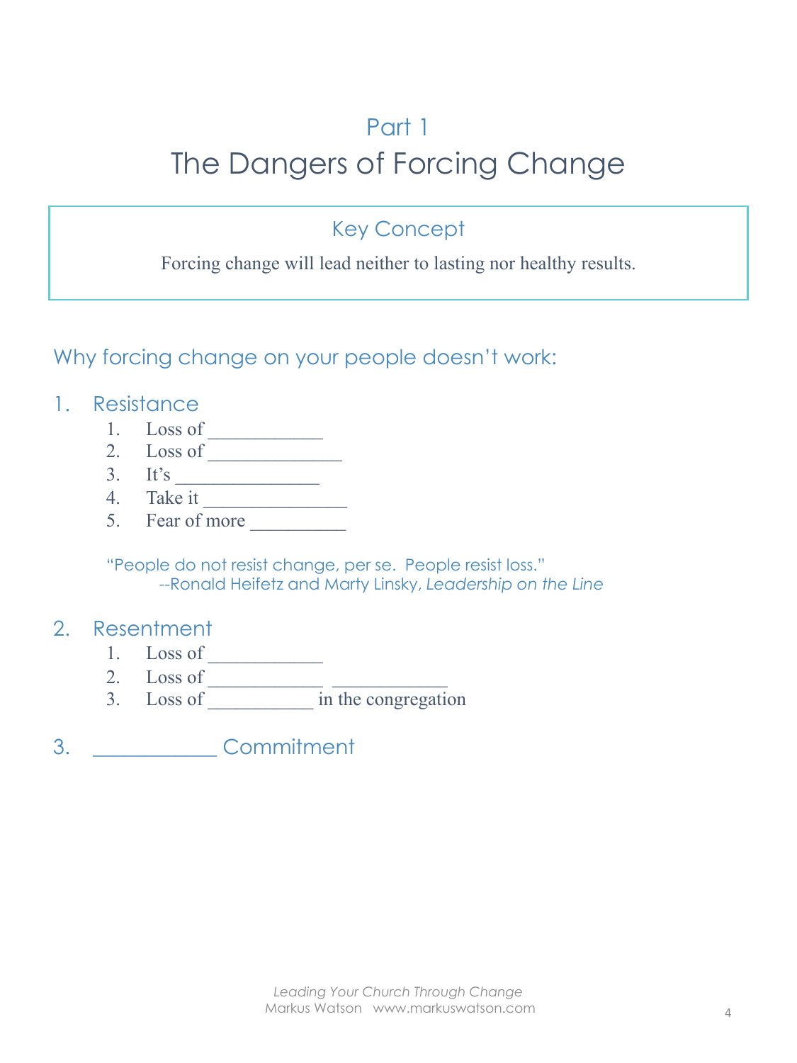## Part 1

# The Dangers of Forcing Change

> **Key Concept**
>
> Forcing change will lead neither to lasting nor healthy results.

### Why forcing change on your people doesn't work:

1. Resistance
    1. Loss of ____________
    2. Loss of ______________
    3. It's ________________
    4. Take it ________________
    5. Fear of more __________

    "People do not resist change, per se. People resist loss."
    --Ronald Heifetz and Marty Linsky, *Leadership on the Line*

2. Resentment
    1. Loss of ____________
    2. Loss of ____________ ____________
    3. Loss of ___________ in the congregation

3. ____________ Commitment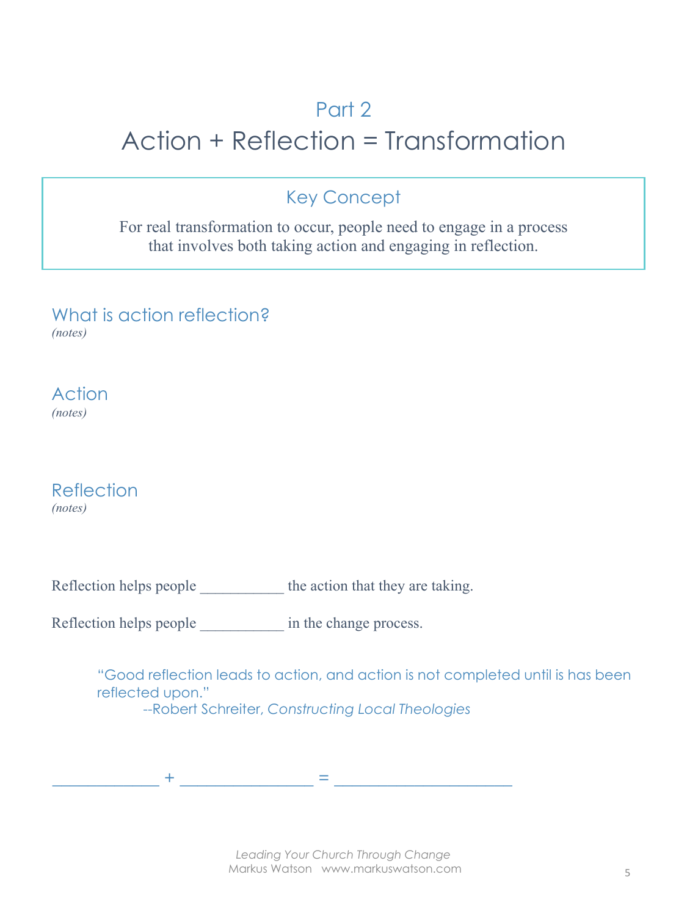## Part 2

# Action + Reflection = Transformation

### Key Concept

For real transformation to occur, people need to engage in a process that involves both taking action and engaging in reflection.

### What is action reflection?

*(notes)*

### Action

*(notes)*

### Reflection

*(notes)*

Reflection helps people ___________ the action that they are taking.

Reflection helps people ___________ in the change process.

> "Good reflection leads to action, and action is not completed until is has been reflected upon."
>
> --Robert Schreiter, *Constructing Local Theologies*

_____________ + ________________ = _____________________

*Leading Your Church Through Change*
Markus Watson www.markuswatson.com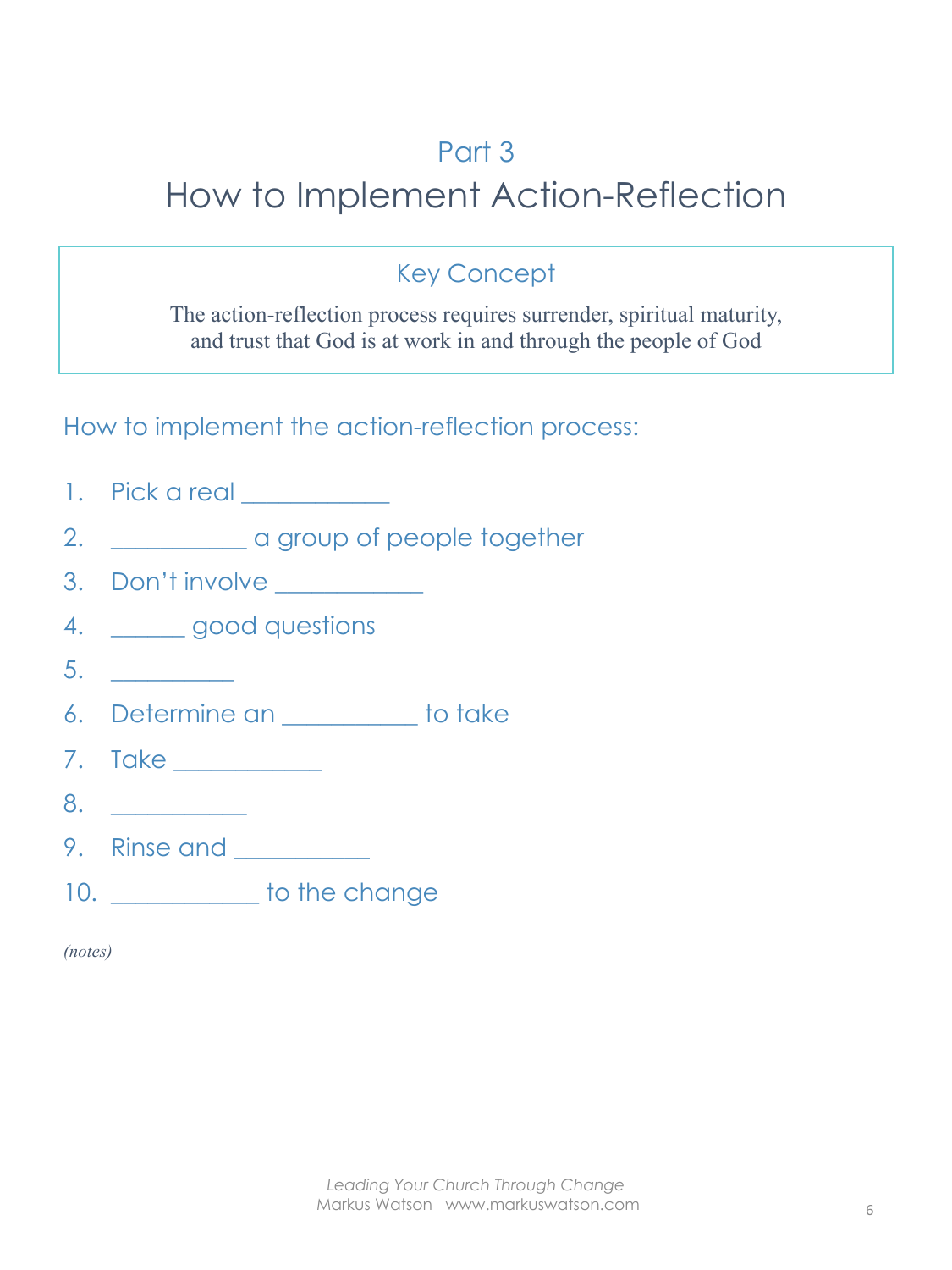## Part 3

# How to Implement Action-Reflection

### Key Concept

The action-reflection process requires surrender, spiritual maturity, and trust that God is at work in and through the people of God

### How to implement the action-reflection process:

1. Pick a real ___________
2. __________ a group of people together
3. Don't involve ___________
4. ______ good questions
5. _________
6. Determine an __________ to take
7. Take ___________
8. __________
9. Rinse and __________
10. ___________ to the change

*(notes)*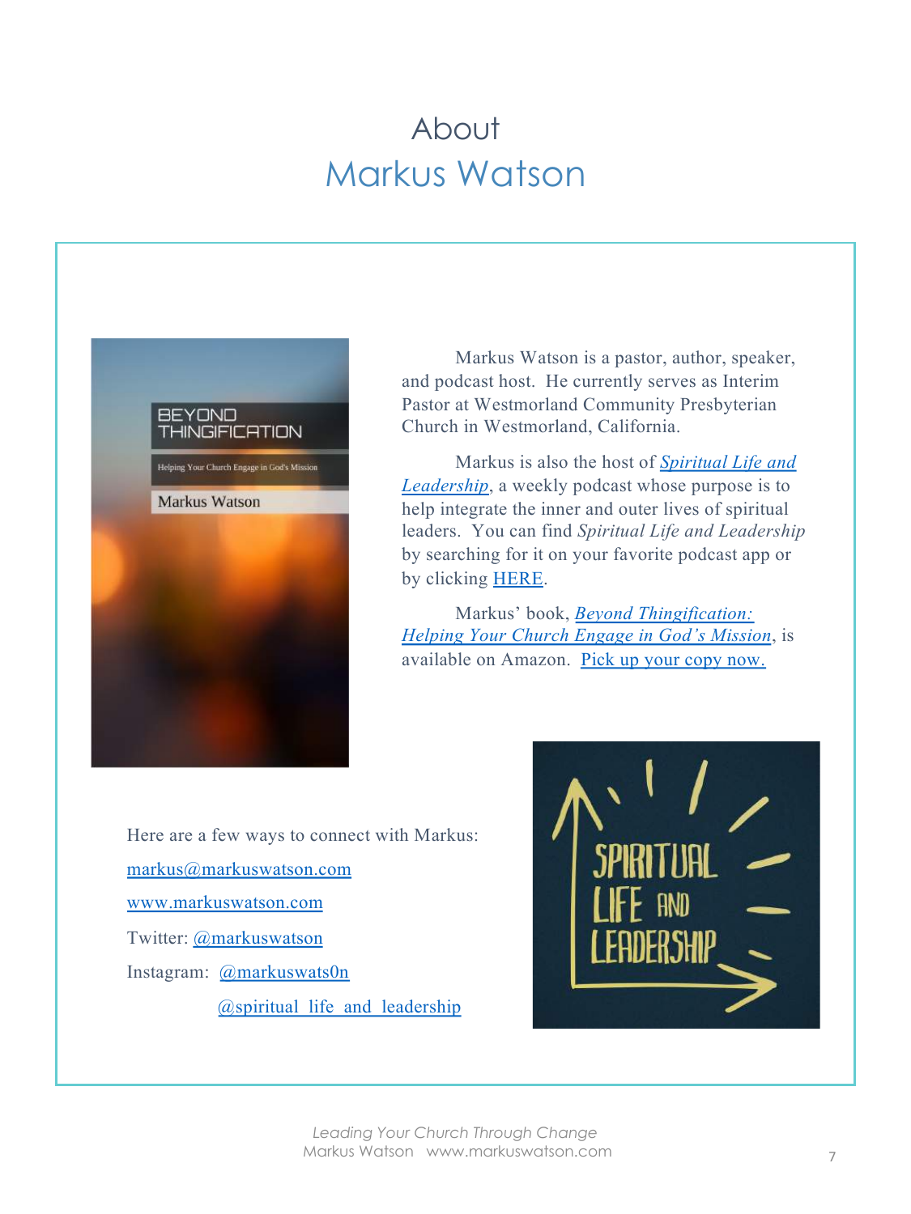# About
# Markus Watson

Markus Watson is a pastor, author, speaker, and podcast host. He currently serves as Interim Pastor at Westmorland Community Presbyterian Church in Westmorland, California.

Markus is also the host of [*Spiritual Life and Leadership*], a weekly podcast whose purpose is to help integrate the inner and outer lives of spiritual leaders. You can find *Spiritual Life and Leadership* by searching for it on your favorite podcast app or by clicking HERE.

Markus' book, *Beyond Thingification: Helping Your Church Engage in God's Mission*, is available on Amazon. Pick up your copy now.

Here are a few ways to connect with Markus:

markus@markuswatson.com

www.markuswatson.com

Twitter: @markuswatson

Instagram: @markuswats0n

@spiritual_life_and_leadership